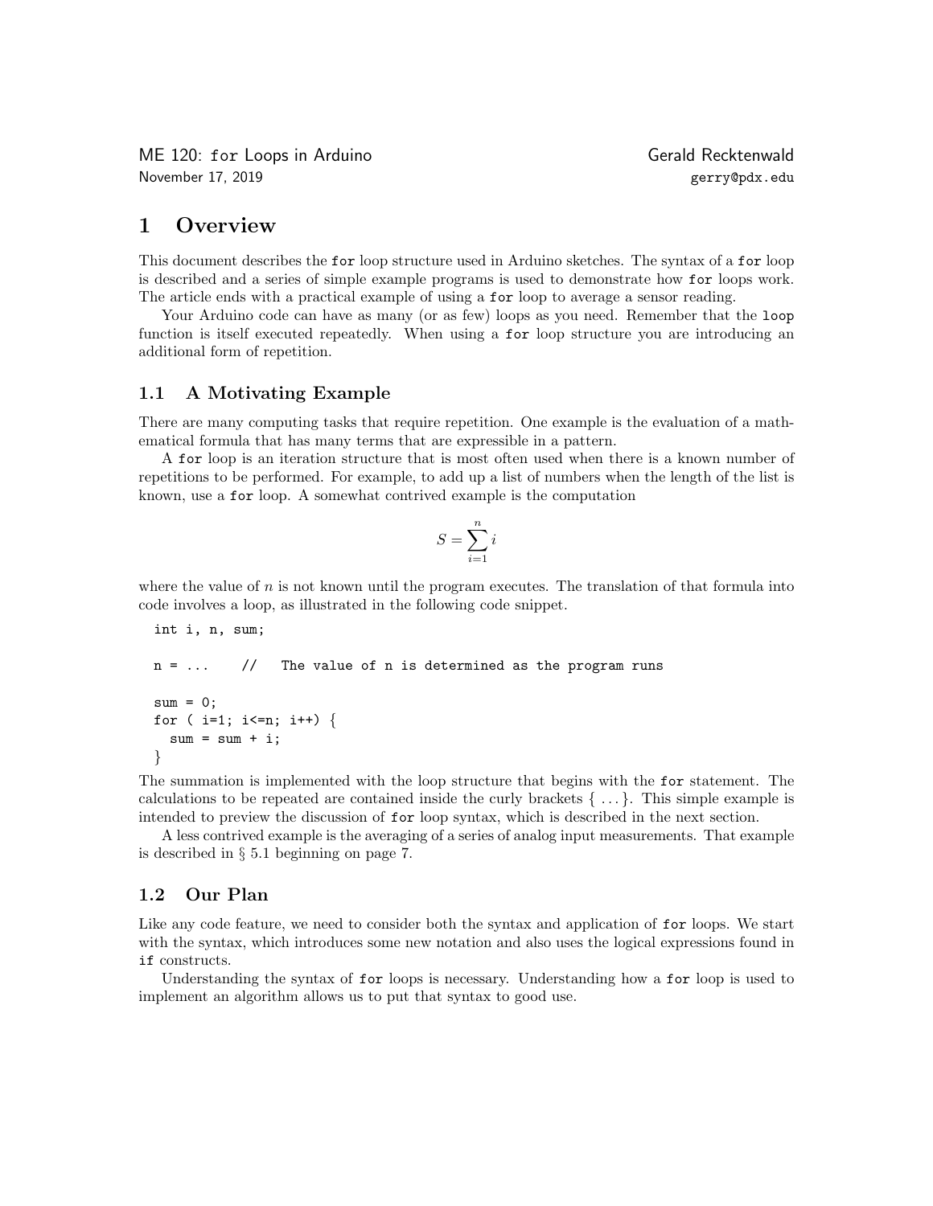ME 120: `for` Loops in Arduino — Gerald Recktenwald
November 17, 2019 — gerry@pdx.edu

# 1 Overview

This document describes the `for` loop structure used in Arduino sketches. The syntax of a `for` loop is described and a series of simple example programs is used to demonstrate how `for` loops work. The article ends with a practical example of using a `for` loop to average a sensor reading.

Your Arduino code can have as many (or as few) loops as you need. Remember that the `loop` function is itself executed repeatedly. When using a `for` loop structure you are introducing an additional form of repetition.

## 1.1 A Motivating Example

There are many computing tasks that require repetition. One example is the evaluation of a mathematical formula that has many terms that are expressible in a pattern.

A `for` loop is an iteration structure that is most often used when there is a known number of repetitions to be performed. For example, to add up a list of numbers when the length of the list is known, use a `for` loop. A somewhat contrived example is the computation

$$S = \sum_{i=1}^{n} i$$

where the value of $n$ is not known until the program executes. The translation of that formula into code involves a loop, as illustrated in the following code snippet.

```
int i, n, sum;

n = ...    //   The value of n is determined as the program runs

sum = 0;
for ( i=1; i<=n; i++) {
  sum = sum + i;
}
```

The summation is implemented with the loop structure that begins with the `for` statement. The calculations to be repeated are contained inside the curly brackets { ... }. This simple example is intended to preview the discussion of `for` loop syntax, which is described in the next section.

A less contrived example is the averaging of a series of analog input measurements. That example is described in § 5.1 beginning on page 7.

## 1.2 Our Plan

Like any code feature, we need to consider both the syntax and application of `for` loops. We start with the syntax, which introduces some new notation and also uses the logical expressions found in `if` constructs.

Understanding the syntax of `for` loops is necessary. Understanding how a `for` loop is used to implement an algorithm allows us to put that syntax to good use.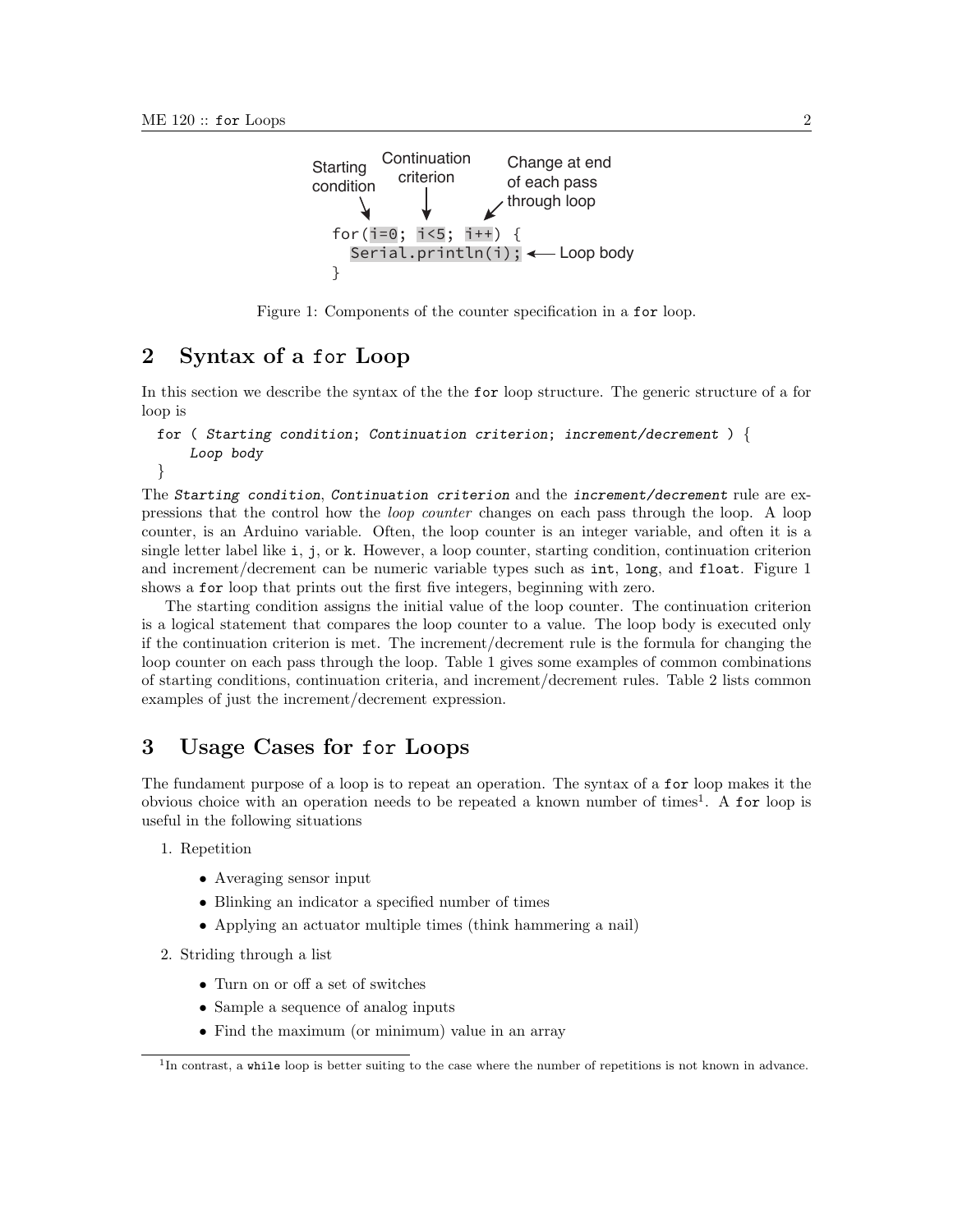Starting condition — Continuation criterion — Change at end of each pass through loop

```
for(i=0; i<5; i++) {
  Serial.println(i);   ← Loop body
}
```

Figure 1: Components of the counter specification in a `for` loop.

## 2 Syntax of a `for` Loop

In this section we describe the syntax of the the `for` loop structure. The generic structure of a for loop is

```
for ( Starting condition; Continuation criterion; increment/decrement ) {
    Loop body
}
```

The *Starting condition*, *Continuation criterion* and the *increment/decrement* rule are expressions that the control how the *loop counter* changes on each pass through the loop. A loop counter, is an Arduino variable. Often, the loop counter is an integer variable, and often it is a single letter label like `i`, `j`, or `k`. However, a loop counter, starting condition, continuation criterion and increment/decrement can be numeric variable types such as `int`, `long`, and `float`. Figure 1 shows a `for` loop that prints out the first five integers, beginning with zero.

The starting condition assigns the initial value of the loop counter. The continuation criterion is a logical statement that compares the loop counter to a value. The loop body is executed only if the continuation criterion is met. The increment/decrement rule is the formula for changing the loop counter on each pass through the loop. Table 1 gives some examples of common combinations of starting conditions, continuation criteria, and increment/decrement rules. Table 2 lists common examples of just the increment/decrement expression.

## 3 Usage Cases for `for` Loops

The fundament purpose of a loop is to repeat an operation. The syntax of a `for` loop makes it the obvious choice with an operation needs to be repeated a known number of times[1]. A `for` loop is useful in the following situations

1. Repetition
   - Averaging sensor input
   - Blinking an indicator a specified number of times
   - Applying an actuator multiple times (think hammering a nail)
2. Striding through a list
   - Turn on or off a set of switches
   - Sample a sequence of analog inputs
   - Find the maximum (or minimum) value in an array

[1] In contrast, a `while` loop is better suiting to the case where the number of repetitions is not known in advance.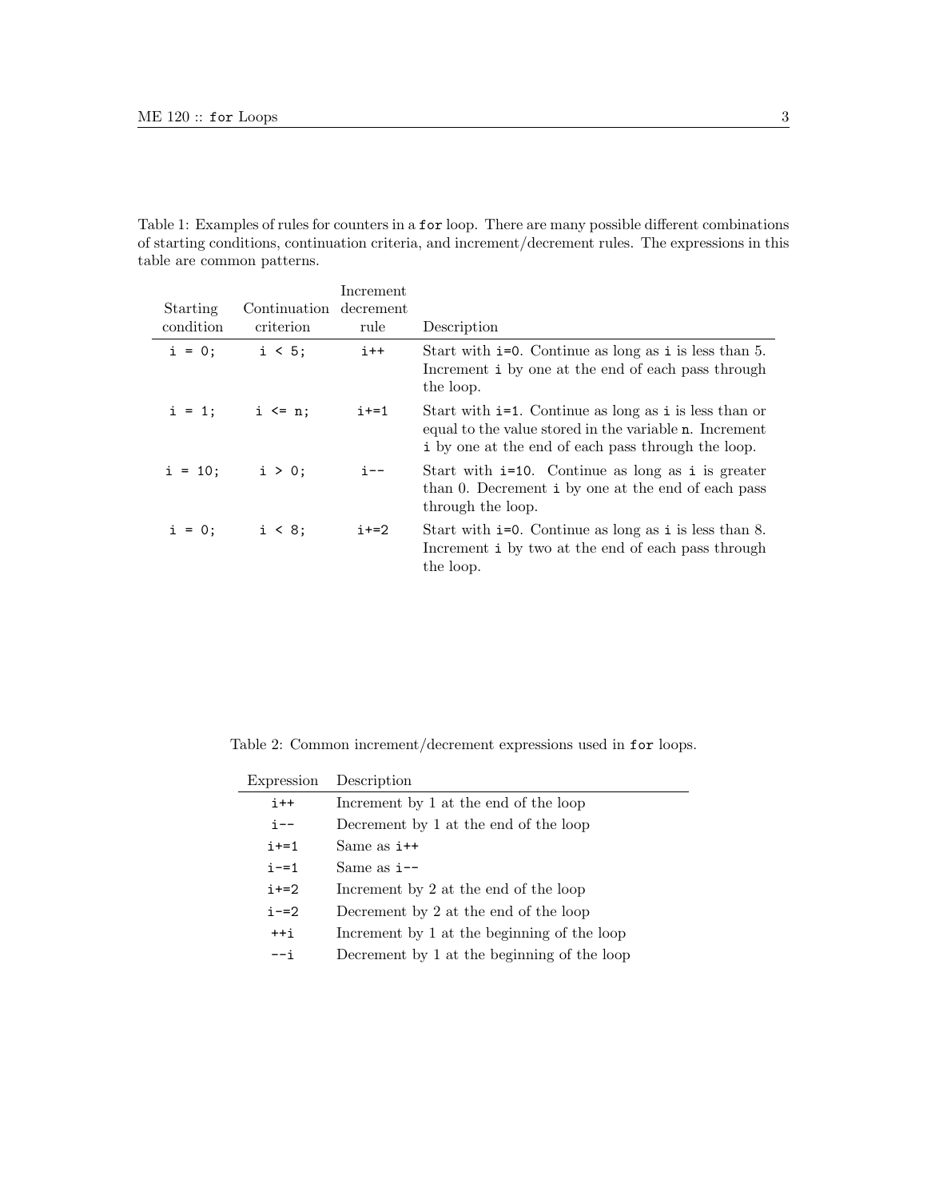Table 1: Examples of rules for counters in a `for` loop. There are many possible different combinations of starting conditions, continuation criteria, and increment/decrement rules. The expressions in this table are common patterns.

| Starting condition | Continuation criterion | Increment decrement rule | Description |
|---|---|---|---|
| `i = 0;` | `i < 5;` | `i++` | Start with `i=0`. Continue as long as `i` is less than 5. Increment `i` by one at the end of each pass through the loop. |
| `i = 1;` | `i <= n;` | `i+=1` | Start with `i=1`. Continue as long as `i` is less than or equal to the value stored in the variable `n`. Increment `i` by one at the end of each pass through the loop. |
| `i = 10;` | `i > 0;` | `i--` | Start with `i=10`. Continue as long as `i` is greater than 0. Decrement `i` by one at the end of each pass through the loop. |
| `i = 0;` | `i < 8;` | `i+=2` | Start with `i=0`. Continue as long as `i` is less than 8. Increment `i` by two at the end of each pass through the loop. |

Table 2: Common increment/decrement expressions used in `for` loops.

| Expression | Description |
|---|---|
| `i++` | Increment by 1 at the end of the loop |
| `i--` | Decrement by 1 at the end of the loop |
| `i+=1` | Same as `i++` |
| `i-=1` | Same as `i--` |
| `i+=2` | Increment by 2 at the end of the loop |
| `i-=2` | Decrement by 2 at the end of the loop |
| `++i` | Increment by 1 at the beginning of the loop |
| `--i` | Decrement by 1 at the beginning of the loop |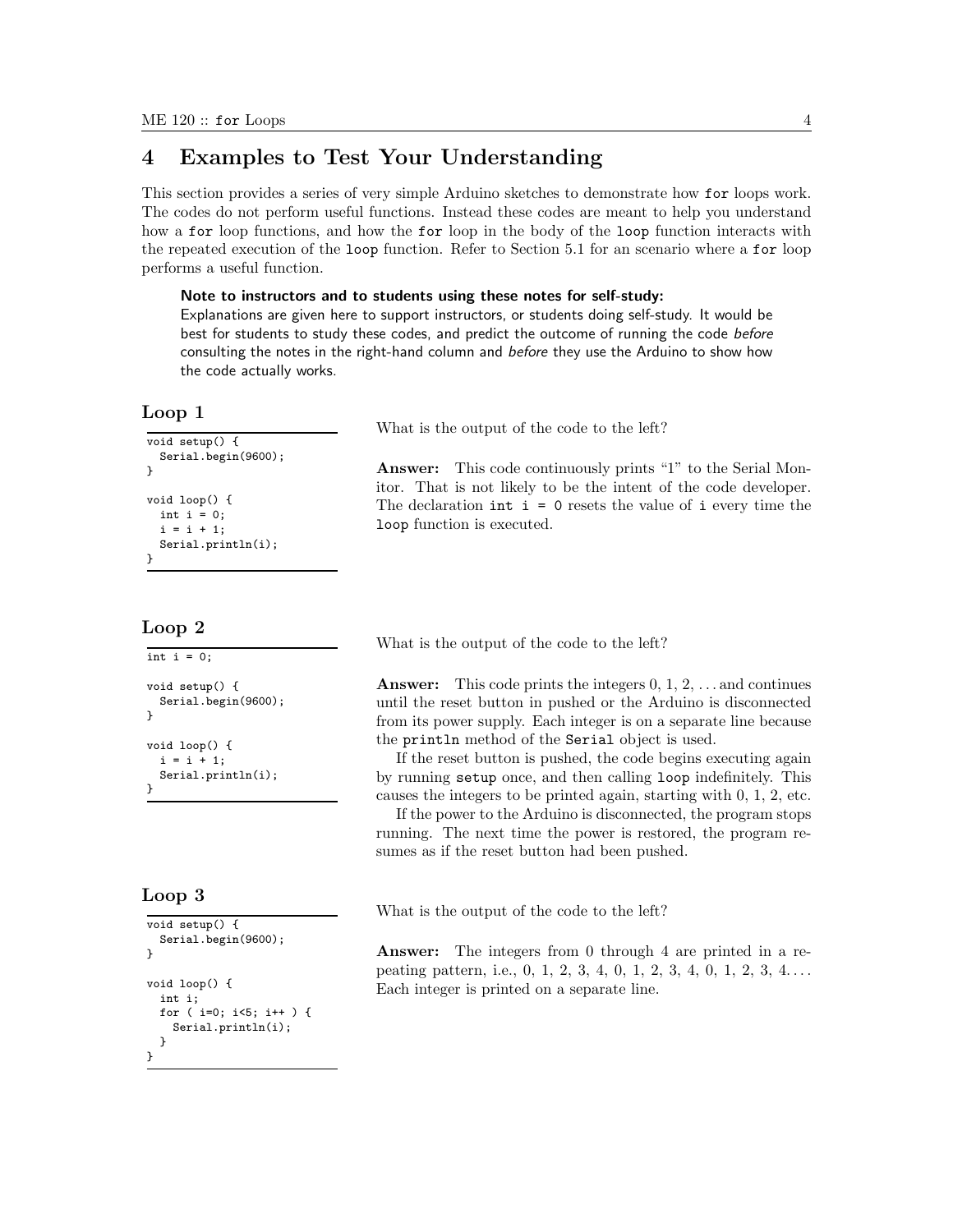# 4 Examples to Test Your Understanding

This section provides a series of very simple Arduino sketches to demonstrate how `for` loops work. The codes do not perform useful functions. Instead these codes are meant to help you understand how a `for` loop functions, and how the `for` loop in the body of the `loop` function interacts with the repeated execution of the `loop` function. Refer to Section 5.1 for an scenario where a `for` loop performs a useful function.

> **Note to instructors and to students using these notes for self-study:**
> Explanations are given here to support instructors, or students doing self-study. It would be best for students to study these codes, and predict the outcome of running the code *before* consulting the notes in the right-hand column and *before* they use the Arduino to show how the code actually works.

## Loop 1

```
void setup() {
  Serial.begin(9600);
}

void loop() {
  int i = 0;
  i = i + 1;
  Serial.println(i);
}
```

What is the output of the code to the left?

**Answer:** This code continuously prints "1" to the Serial Monitor. That is not likely to be the intent of the code developer. The declaration `int i = 0` resets the value of `i` every time the `loop` function is executed.

## Loop 2

```
int i = 0;

void setup() {
  Serial.begin(9600);
}

void loop() {
  i = i + 1;
  Serial.println(i);
}
```

What is the output of the code to the left?

**Answer:** This code prints the integers 0, 1, 2, ... and continues until the reset button in pushed or the Arduino is disconnected from its power supply. Each integer is on a separate line because the `println` method of the `Serial` object is used.

If the reset button is pushed, the code begins executing again by running `setup` once, and then calling `loop` indefinitely. This causes the integers to be printed again, starting with 0, 1, 2, etc.

If the power to the Arduino is disconnected, the program stops running. The next time the power is restored, the program resumes as if the reset button had been pushed.

## Loop 3

```
void setup() {
  Serial.begin(9600);
}

void loop() {
  int i;
  for ( i=0; i<5; i++ ) {
    Serial.println(i);
  }
}
```

What is the output of the code to the left?

**Answer:** The integers from 0 through 4 are printed in a repeating pattern, i.e., 0, 1, 2, 3, 4, 0, 1, 2, 3, 4, 0, 1, 2, 3, 4.... Each integer is printed on a separate line.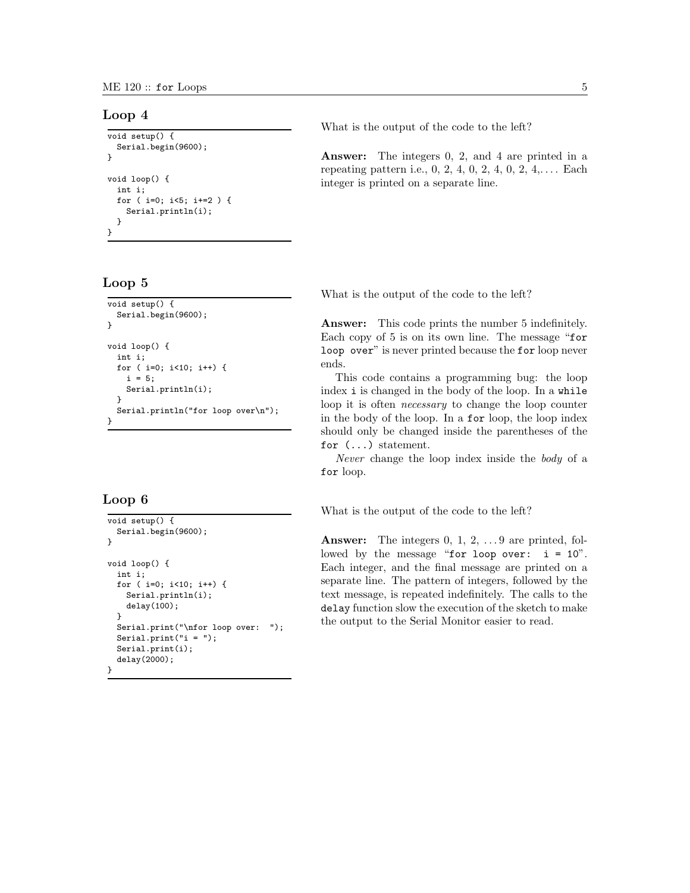## Loop 4

```
void setup() {
  Serial.begin(9600);
}

void loop() {
  int i;
  for ( i=0; i<5; i+=2 ) {
    Serial.println(i);
  }
}
```

What is the output of the code to the left?

**Answer:** The integers 0, 2, and 4 are printed in a repeating pattern i.e., 0, 2, 4, 0, 2, 4, 0, 2, 4,.... Each integer is printed on a separate line.

## Loop 5

```
void setup() {
  Serial.begin(9600);
}

void loop() {
  int i;
  for ( i=0; i<10; i++) {
    i = 5;
    Serial.println(i);
  }
  Serial.println("for loop over\n");
}
```

What is the output of the code to the left?

**Answer:** This code prints the number 5 indefinitely. Each copy of 5 is on its own line. The message "`for loop over`" is never printed because the `for` loop never ends.

This code contains a programming bug: the loop index `i` is changed in the body of the loop. In a `while` loop it is often *necessary* to change the loop counter in the body of the loop. In a `for` loop, the loop index should only be changed inside the parentheses of the `for (...)` statement.

*Never* change the loop index inside the *body* of a `for` loop.

## Loop 6

```
void setup() {
  Serial.begin(9600);
}

void loop() {
  int i;
  for ( i=0; i<10; i++) {
    Serial.println(i);
    delay(100);
  }
  Serial.print("\nfor loop over:  ");
  Serial.print("i = ");
  Serial.print(i);
  delay(2000);
}
```

What is the output of the code to the left?

**Answer:** The integers 0, 1, 2, ... 9 are printed, followed by the message "`for loop over:  i = 10`". Each integer, and the final message are printed on a separate line. The pattern of integers, followed by the text message, is repeated indefinitely. The calls to the `delay` function slow the execution of the sketch to make the output to the Serial Monitor easier to read.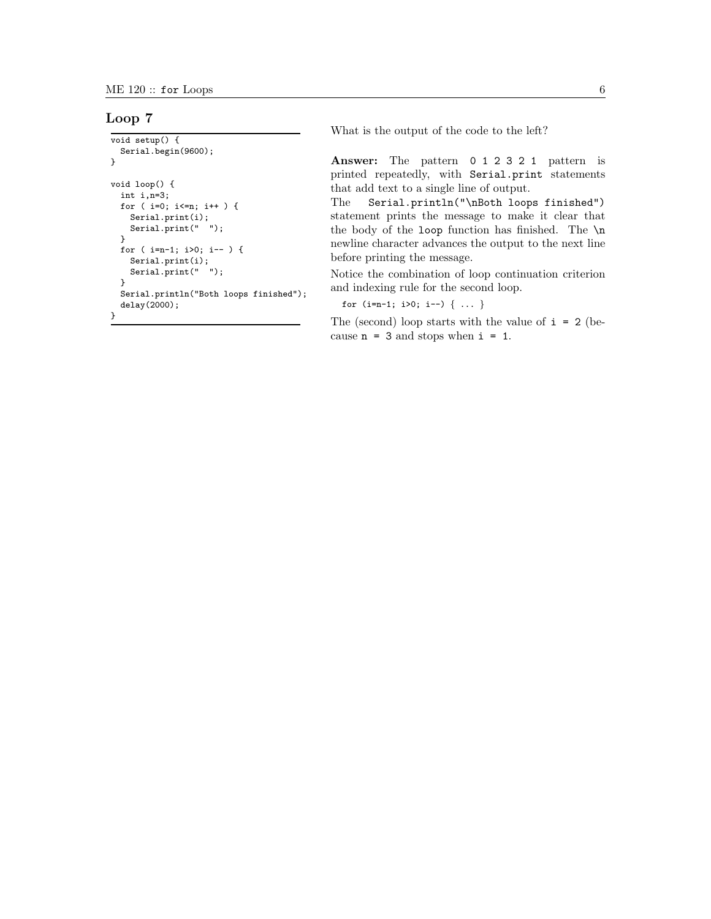## Loop 7

```
void setup() {
  Serial.begin(9600);
}

void loop() {
  int i,n=3;
  for ( i=0; i<=n; i++ ) {
    Serial.print(i);
    Serial.print("  ");
  }
  for ( i=n-1; i>0; i-- ) {
    Serial.print(i);
    Serial.print("  ");
  }
  Serial.println("Both loops finished");
  delay(2000);
}
```

What is the output of the code to the left?

**Answer:** The pattern `0 1 2 3 2 1` pattern is printed repeatedly, with `Serial.print` statements that add text to a single line of output.

The `Serial.println("\nBoth loops finished")` statement prints the message to make it clear that the body of the `loop` function has finished. The `\n` newline character advances the output to the next line before printing the message.

Notice the combination of loop continuation criterion and indexing rule for the second loop.

```
for (i=n-1; i>0; i--) { ... }
```

The (second) loop starts with the value of `i = 2` (because `n = 3` and stops when `i = 1`.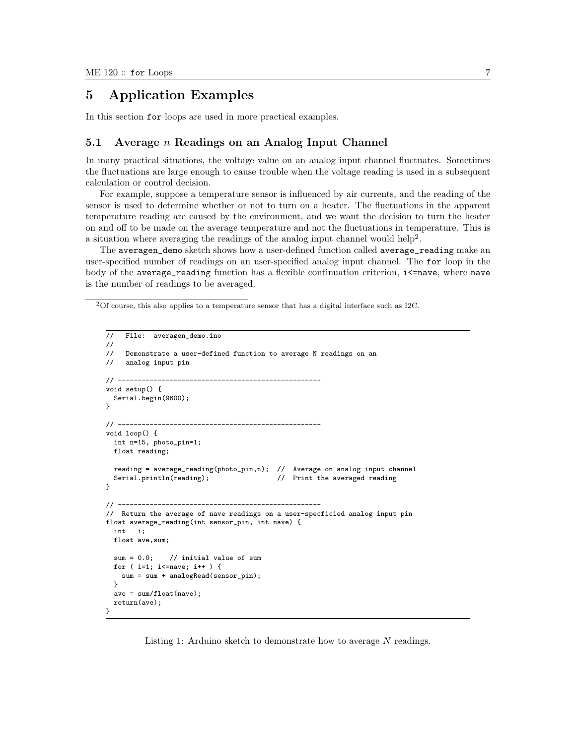# 5 Application Examples

In this section `for` loops are used in more practical examples.

## 5.1 Average $n$ Readings on an Analog Input Channel

In many practical situations, the voltage value on an analog input channel fluctuates. Sometimes the fluctuations are large enough to cause trouble when the voltage reading is used in a subsequent calculation or control decision.

For example, suppose a temperature sensor is influenced by air currents, and the reading of the sensor is used to determine whether or not to turn on a heater. The fluctuations in the apparent temperature reading are caused by the environment, and we want the decision to turn the heater on and off to be made on the average temperature and not the fluctuations in temperature. This is a situation where averaging the readings of the analog input channel would help[2].

The `averagen_demo` sketch shows how a user-defined function called `average_reading` make an user-specified number of readings on an user-specified analog input channel. The `for` loop in the body of the `average_reading` function has a flexible continuation criterion, `i<=nave`, where `nave` is the number of readings to be averaged.

[2] Of course, this also applies to a temperature sensor that has a digital interface such as I2C.

```
//   File:  averagen_demo.ino
//
//   Demonstrate a user-defined function to average N readings on an
//   analog input pin

// --------------------------------------------------
void setup() {
  Serial.begin(9600);
}

// --------------------------------------------------
void loop() {
  int n=15, photo_pin=1;
  float reading;

  reading = average_reading(photo_pin,n);  //  Average on analog input channel
  Serial.println(reading);                 //  Print the averaged reading
}

// --------------------------------------------------
//  Return the average of nave readings on a user-specficied analog input pin
float average_reading(int sensor_pin, int nave) {
  int   i;
  float ave,sum;

  sum = 0.0;    // initial value of sum
  for ( i=1; i<=nave; i++ ) {
    sum = sum + analogRead(sensor_pin);
  }
  ave = sum/float(nave);
  return(ave);
}
```

Listing 1: Arduino sketch to demonstrate how to average $N$ readings.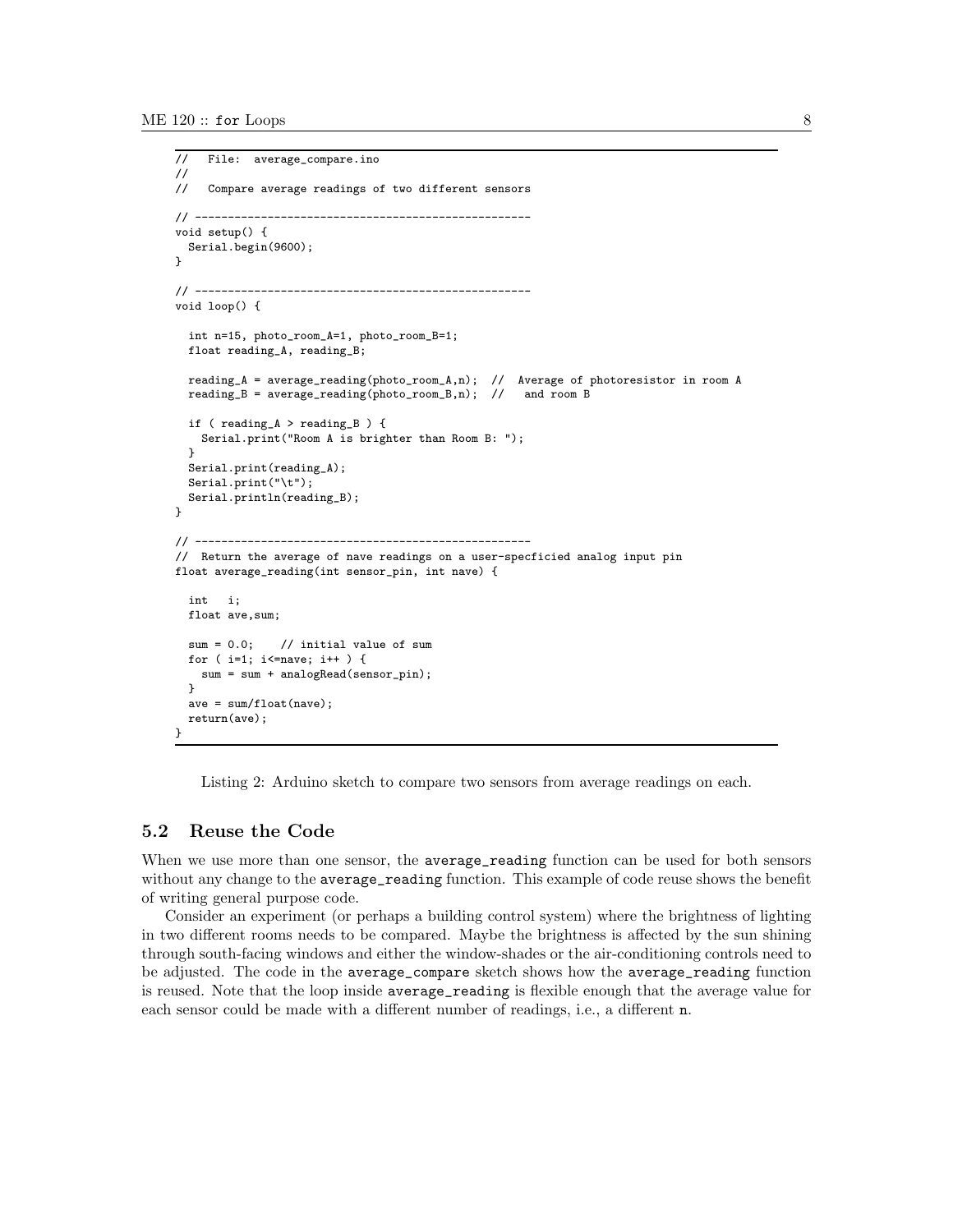```
//   File:  average_compare.ino
//
//   Compare average readings of two different sensors

// --------------------------------------------------
void setup() {
  Serial.begin(9600);
}

// --------------------------------------------------
void loop() {

  int n=15, photo_room_A=1, photo_room_B=1;
  float reading_A, reading_B;

  reading_A = average_reading(photo_room_A,n);  //  Average of photoresistor in room A
  reading_B = average_reading(photo_room_B,n);  //   and room B

  if ( reading_A > reading_B ) {
    Serial.print("Room A is brighter than Room B: ");
  }
  Serial.print(reading_A);
  Serial.print("\t");
  Serial.println(reading_B);
}

// --------------------------------------------------
//  Return the average of nave readings on a user-specficied analog input pin
float average_reading(int sensor_pin, int nave) {

  int   i;
  float ave,sum;

  sum = 0.0;    // initial value of sum
  for ( i=1; i<=nave; i++ ) {
    sum = sum + analogRead(sensor_pin);
  }
  ave = sum/float(nave);
  return(ave);
}
```

Listing 2: Arduino sketch to compare two sensors from average readings on each.

## 5.2 Reuse the Code

When we use more than one sensor, the `average_reading` function can be used for both sensors without any change to the `average_reading` function. This example of code reuse shows the benefit of writing general purpose code.

Consider an experiment (or perhaps a building control system) where the brightness of lighting in two different rooms needs to be compared. Maybe the brightness is affected by the sun shining through south-facing windows and either the window-shades or the air-conditioning controls need to be adjusted. The code in the `average_compare` sketch shows how the `average_reading` function is reused. Note that the loop inside `average_reading` is flexible enough that the average value for each sensor could be made with a different number of readings, i.e., a different `n`.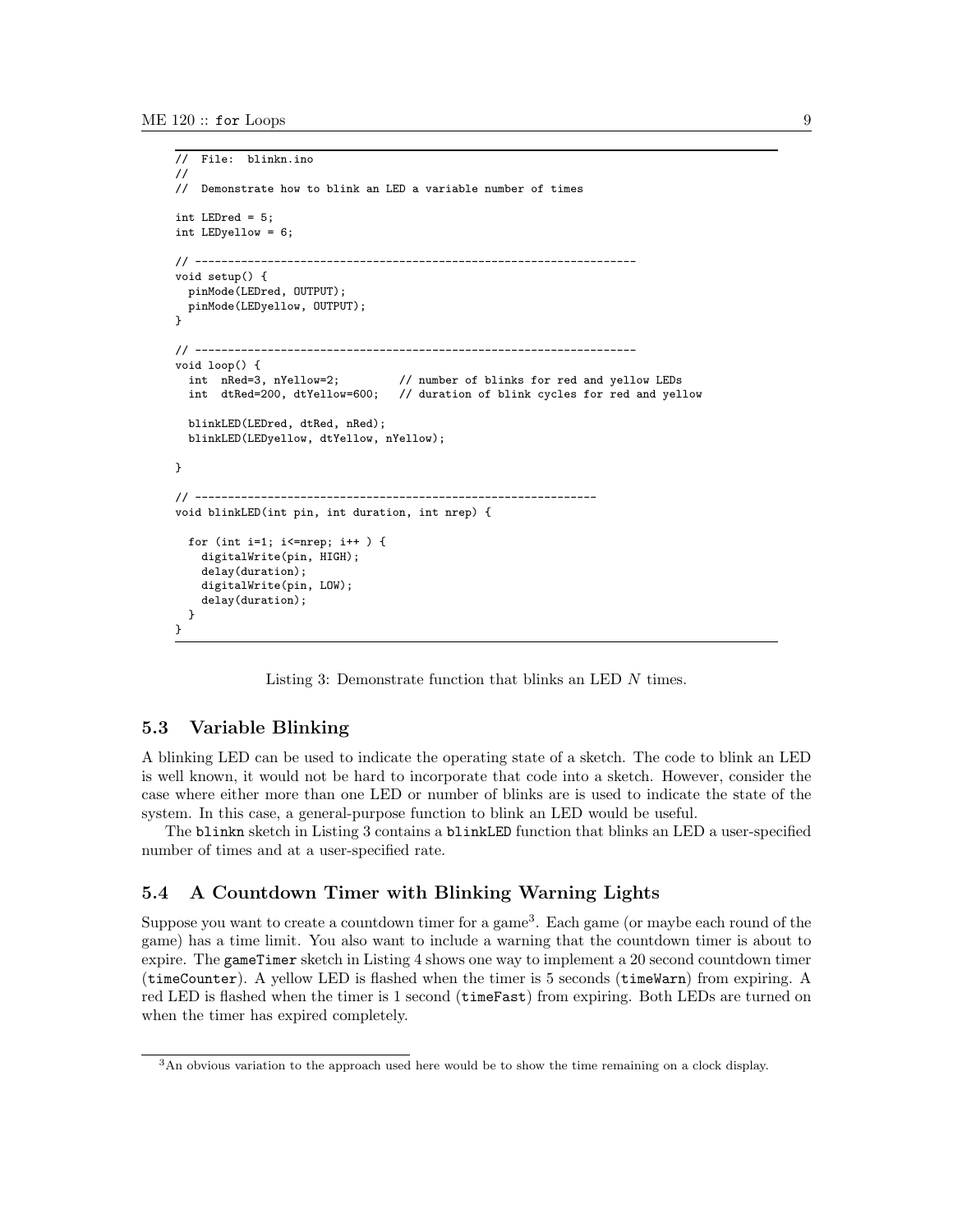```
//  File:  blinkn.ino
//
//  Demonstrate how to blink an LED a variable number of times

int LEDred = 5;
int LEDyellow = 6;

// ------------------------------------------------------------------
void setup() {
  pinMode(LEDred, OUTPUT);
  pinMode(LEDyellow, OUTPUT);
}

// ------------------------------------------------------------------
void loop() {
  int  nRed=3, nYellow=2;         // number of blinks for red and yellow LEDs
  int  dtRed=200, dtYellow=600;   // duration of blink cycles for red and yellow

  blinkLED(LEDred, dtRed, nRed);
  blinkLED(LEDyellow, dtYellow, nYellow);

}

// ------------------------------------------------------------
void blinkLED(int pin, int duration, int nrep) {

  for (int i=1; i<=nrep; i++ ) {
    digitalWrite(pin, HIGH);
    delay(duration);
    digitalWrite(pin, LOW);
    delay(duration);
  }
}
```

Listing 3: Demonstrate function that blinks an LED $N$ times.

### 5.3 Variable Blinking

A blinking LED can be used to indicate the operating state of a sketch. The code to blink an LED is well known, it would not be hard to incorporate that code into a sketch. However, consider the case where either more than one LED or number of blinks are is used to indicate the state of the system. In this case, a general-purpose function to blink an LED would be useful.

The `blinkn` sketch in Listing 3 contains a `blinkLED` function that blinks an LED a user-specified number of times and at a user-specified rate.

### 5.4 A Countdown Timer with Blinking Warning Lights

Suppose you want to create a countdown timer for a game[3]. Each game (or maybe each round of the game) has a time limit. You also want to include a warning that the countdown timer is about to expire. The `gameTimer` sketch in Listing 4 shows one way to implement a 20 second countdown timer (`timeCounter`). A yellow LED is flashed when the timer is 5 seconds (`timeWarn`) from expiring. A red LED is flashed when the timer is 1 second (`timeFast`) from expiring. Both LEDs are turned on when the timer has expired completely.

[3] An obvious variation to the approach used here would be to show the time remaining on a clock display.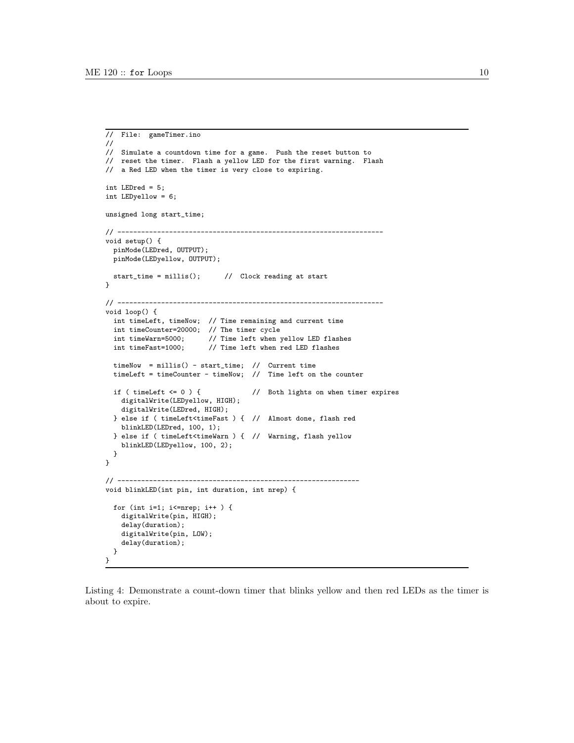```
// File:  gameTimer.ino
//
// Simulate a countdown time for a game.  Push the reset button to
// reset the timer.  Flash a yellow LED for the first warning.  Flash
// a Red LED when the timer is very close to expiring.

int LEDred = 5;
int LEDyellow = 6;

unsigned long start_time;

// -------------------------------------------------------------------
void setup() {
  pinMode(LEDred, OUTPUT);
  pinMode(LEDyellow, OUTPUT);

  start_time = millis();      //  Clock reading at start
}

// -------------------------------------------------------------------
void loop() {
  int timeLeft, timeNow;  // Time remaining and current time
  int timeCounter=20000;  // The timer cycle
  int timeWarn=5000;      // Time left when yellow LED flashes
  int timeFast=1000;      // Time left when red LED flashes

  timeNow  = millis() - start_time;  //  Current time
  timeLeft = timeCounter - timeNow;  //  Time left on the counter

  if ( timeLeft <= 0 ) {             //  Both lights on when timer expires
    digitalWrite(LEDyellow, HIGH);
    digitalWrite(LEDred, HIGH);
  } else if ( timeLeft<timeFast ) {  //  Almost done, flash red
    blinkLED(LEDred, 100, 1);
  } else if ( timeLeft<timeWarn ) {  //  Warning, flash yellow
    blinkLED(LEDyellow, 100, 2);
  }
}

// -------------------------------------------------------------
void blinkLED(int pin, int duration, int nrep) {

  for (int i=1; i<=nrep; i++ ) {
    digitalWrite(pin, HIGH);
    delay(duration);
    digitalWrite(pin, LOW);
    delay(duration);
  }
}
```

Listing 4: Demonstrate a count-down timer that blinks yellow and then red LEDs as the timer is about to expire.